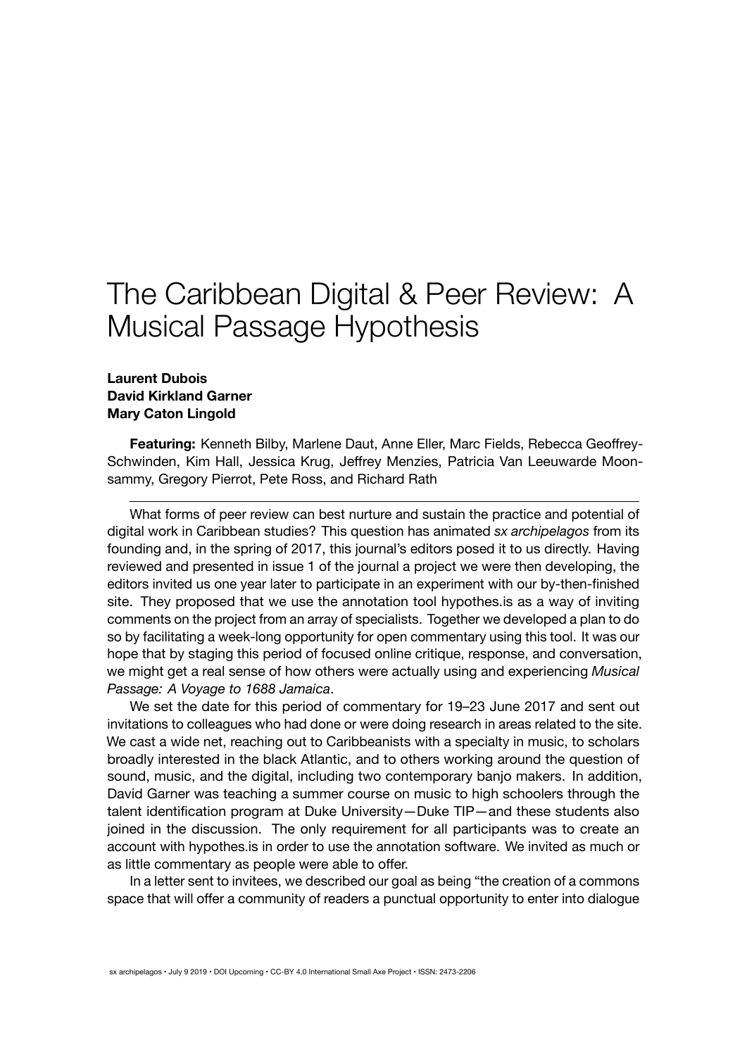# The Caribbean Digital & Peer Review: A Musical Passage Hypothesis

**Laurent Dubois**
**David Kirkland Garner**
**Mary Caton Lingold**

**Featuring:** Kenneth Bilby, Marlene Daut, Anne Eller, Marc Fields, Rebecca Geoffrey-Schwinden, Kim Hall, Jessica Krug, Jeffrey Menzies, Patricia Van Leeuwarde Moonsammy, Gregory Pierrot, Pete Ross, and Richard Rath

---

What forms of peer review can best nurture and sustain the practice and potential of digital work in Caribbean studies? This question has animated *sx archipelagos* from its founding and, in the spring of 2017, this journal's editors posed it to us directly. Having reviewed and presented in issue 1 of the journal a project we were then developing, the editors invited us one year later to participate in an experiment with our by-then-finished site. They proposed that we use the annotation tool hypothes.is as a way of inviting comments on the project from an array of specialists. Together we developed a plan to do so by facilitating a week-long opportunity for open commentary using this tool. It was our hope that by staging this period of focused online critique, response, and conversation, we might get a real sense of how others were actually using and experiencing *Musical Passage: A Voyage to 1688 Jamaica*.

We set the date for this period of commentary for 19–23 June 2017 and sent out invitations to colleagues who had done or were doing research in areas related to the site. We cast a wide net, reaching out to Caribbeanists with a specialty in music, to scholars broadly interested in the black Atlantic, and to others working around the question of sound, music, and the digital, including two contemporary banjo makers. In addition, David Garner was teaching a summer course on music to high schoolers through the talent identification program at Duke University—Duke TIP—and these students also joined in the discussion. The only requirement for all participants was to create an account with hypothes.is in order to use the annotation software. We invited as much or as little commentary as people were able to offer.

In a letter sent to invitees, we described our goal as being "the creation of a commons space that will offer a community of readers a punctual opportunity to enter into dialogue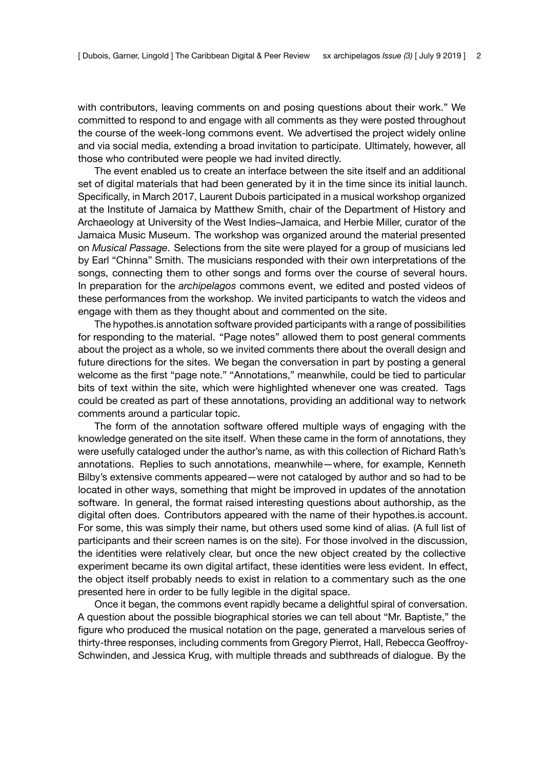with contributors, leaving comments on and posing questions about their work." We committed to respond to and engage with all comments as they were posted throughout the course of the week-long commons event. We advertised the project widely online and via social media, extending a broad invitation to participate. Ultimately, however, all those who contributed were people we had invited directly.

The event enabled us to create an interface between the site itself and an additional set of digital materials that had been generated by it in the time since its initial launch. Specifically, in March 2017, Laurent Dubois participated in a musical workshop organized at the Institute of Jamaica by Matthew Smith, chair of the Department of History and Archaeology at University of the West Indies–Jamaica, and Herbie Miller, curator of the Jamaica Music Museum. The workshop was organized around the material presented on *Musical Passage*. Selections from the site were played for a group of musicians led by Earl "Chinna" Smith. The musicians responded with their own interpretations of the songs, connecting them to other songs and forms over the course of several hours. In preparation for the *archipelagos* commons event, we edited and posted videos of these performances from the workshop. We invited participants to watch the videos and engage with them as they thought about and commented on the site.

The hypothes.is annotation software provided participants with a range of possibilities for responding to the material. "Page notes" allowed them to post general comments about the project as a whole, so we invited comments there about the overall design and future directions for the sites. We began the conversation in part by posting a general welcome as the first "page note." "Annotations," meanwhile, could be tied to particular bits of text within the site, which were highlighted whenever one was created. Tags could be created as part of these annotations, providing an additional way to network comments around a particular topic.

The form of the annotation software offered multiple ways of engaging with the knowledge generated on the site itself. When these came in the form of annotations, they were usefully cataloged under the author's name, as with this collection of Richard Rath's annotations. Replies to such annotations, meanwhile—where, for example, Kenneth Bilby's extensive comments appeared—were not cataloged by author and so had to be located in other ways, something that might be improved in updates of the annotation software. In general, the format raised interesting questions about authorship, as the digital often does. Contributors appeared with the name of their hypothes.is account. For some, this was simply their name, but others used some kind of alias. (A full list of participants and their screen names is on the site). For those involved in the discussion, the identities were relatively clear, but once the new object created by the collective experiment became its own digital artifact, these identities were less evident. In effect, the object itself probably needs to exist in relation to a commentary such as the one presented here in order to be fully legible in the digital space.

Once it began, the commons event rapidly became a delightful spiral of conversation. A question about the possible biographical stories we can tell about "Mr. Baptiste," the figure who produced the musical notation on the page, generated a marvelous series of thirty-three responses, including comments from Gregory Pierrot, Hall, Rebecca Geoffroy-Schwinden, and Jessica Krug, with multiple threads and subthreads of dialogue. By the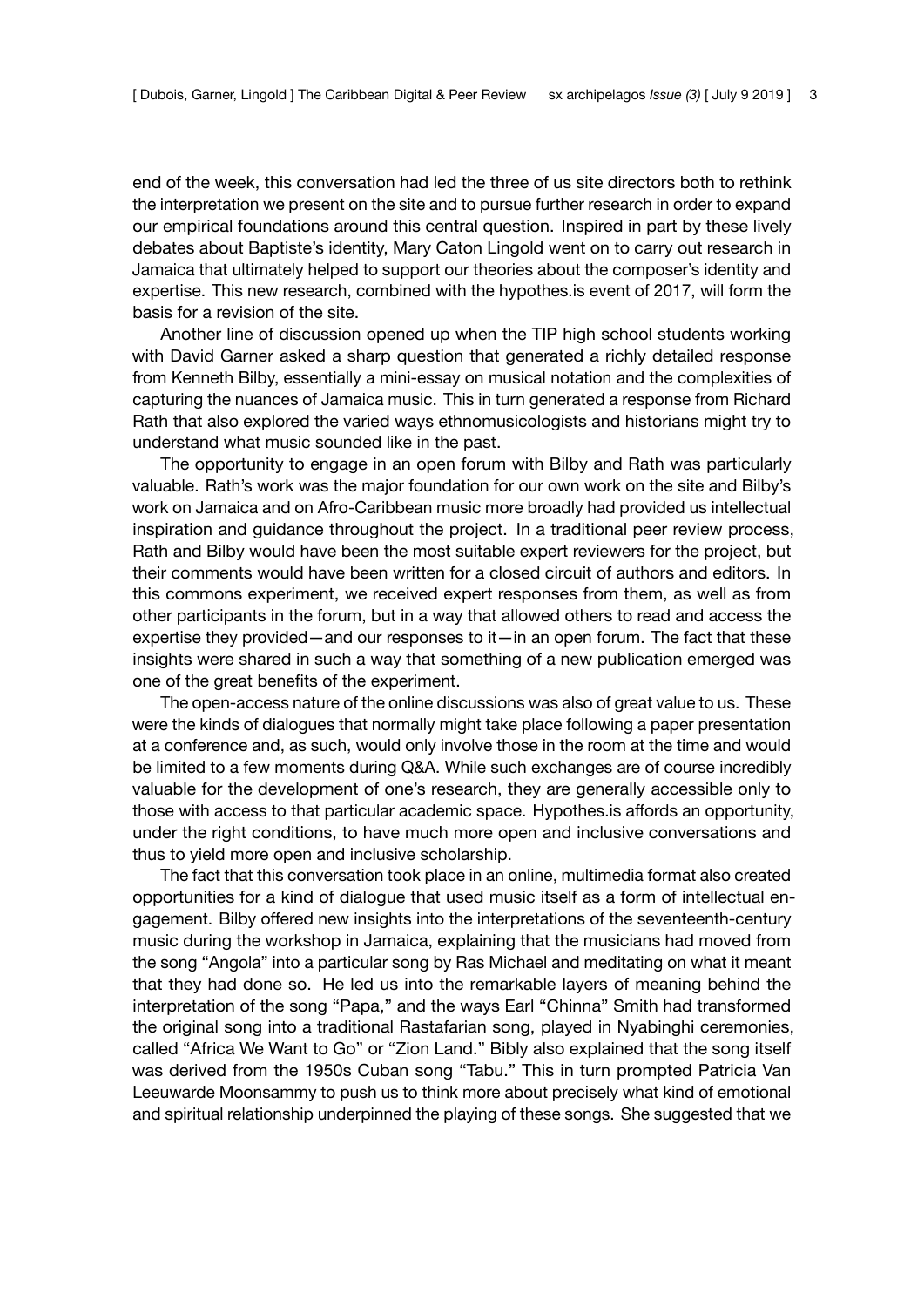end of the week, this conversation had led the three of us site directors both to rethink the interpretation we present on the site and to pursue further research in order to expand our empirical foundations around this central question. Inspired in part by these lively debates about Baptiste's identity, Mary Caton Lingold went on to carry out research in Jamaica that ultimately helped to support our theories about the composer's identity and expertise. This new research, combined with the hypothes.is event of 2017, will form the basis for a revision of the site.

Another line of discussion opened up when the TIP high school students working with David Garner asked a sharp question that generated a richly detailed response from Kenneth Bilby, essentially a mini-essay on musical notation and the complexities of capturing the nuances of Jamaica music. This in turn generated a response from Richard Rath that also explored the varied ways ethnomusicologists and historians might try to understand what music sounded like in the past.

The opportunity to engage in an open forum with Bilby and Rath was particularly valuable. Rath's work was the major foundation for our own work on the site and Bilby's work on Jamaica and on Afro-Caribbean music more broadly had provided us intellectual inspiration and guidance throughout the project. In a traditional peer review process, Rath and Bilby would have been the most suitable expert reviewers for the project, but their comments would have been written for a closed circuit of authors and editors. In this commons experiment, we received expert responses from them, as well as from other participants in the forum, but in a way that allowed others to read and access the expertise they provided—and our responses to it—in an open forum. The fact that these insights were shared in such a way that something of a new publication emerged was one of the great benefits of the experiment.

The open-access nature of the online discussions was also of great value to us. These were the kinds of dialogues that normally might take place following a paper presentation at a conference and, as such, would only involve those in the room at the time and would be limited to a few moments during Q&A. While such exchanges are of course incredibly valuable for the development of one's research, they are generally accessible only to those with access to that particular academic space. Hypothes.is affords an opportunity, under the right conditions, to have much more open and inclusive conversations and thus to yield more open and inclusive scholarship.

The fact that this conversation took place in an online, multimedia format also created opportunities for a kind of dialogue that used music itself as a form of intellectual engagement. Bilby offered new insights into the interpretations of the seventeenth-century music during the workshop in Jamaica, explaining that the musicians had moved from the song "Angola" into a particular song by Ras Michael and meditating on what it meant that they had done so. He led us into the remarkable layers of meaning behind the interpretation of the song "Papa," and the ways Earl "Chinna" Smith had transformed the original song into a traditional Rastafarian song, played in Nyabinghi ceremonies, called "Africa We Want to Go" or "Zion Land." Bibly also explained that the song itself was derived from the 1950s Cuban song "Tabu." This in turn prompted Patricia Van Leeuwarde Moonsammy to push us to think more about precisely what kind of emotional and spiritual relationship underpinned the playing of these songs. She suggested that we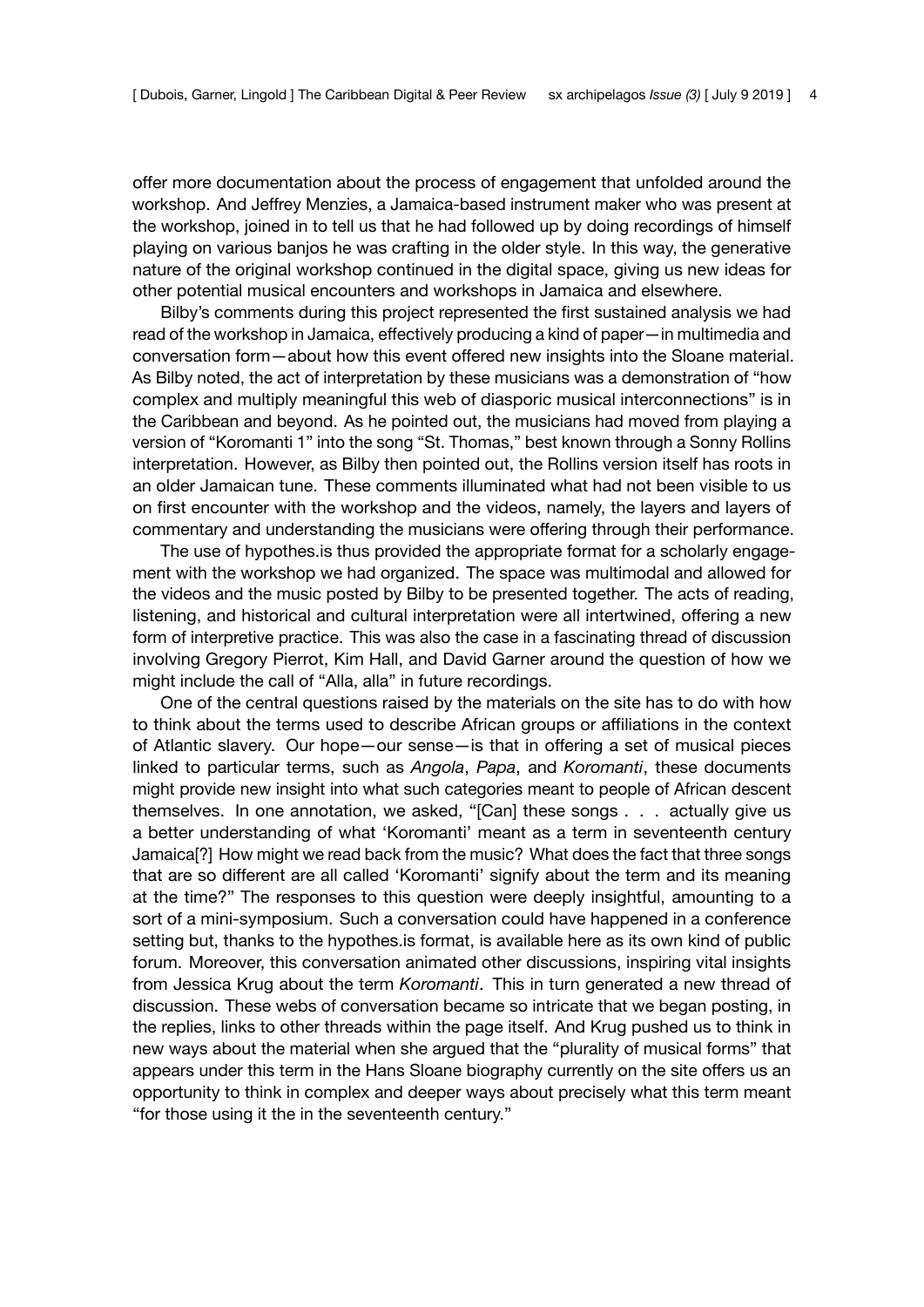offer more documentation about the process of engagement that unfolded around the workshop. And Jeffrey Menzies, a Jamaica-based instrument maker who was present at the workshop, joined in to tell us that he had followed up by doing recordings of himself playing on various banjos he was crafting in the older style. In this way, the generative nature of the original workshop continued in the digital space, giving us new ideas for other potential musical encounters and workshops in Jamaica and elsewhere.

Bilby's comments during this project represented the first sustained analysis we had read of the workshop in Jamaica, effectively producing a kind of paper—in multimedia and conversation form—about how this event offered new insights into the Sloane material. As Bilby noted, the act of interpretation by these musicians was a demonstration of "how complex and multiply meaningful this web of diasporic musical interconnections" is in the Caribbean and beyond. As he pointed out, the musicians had moved from playing a version of "Koromanti 1" into the song "St. Thomas," best known through a Sonny Rollins interpretation. However, as Bilby then pointed out, the Rollins version itself has roots in an older Jamaican tune. These comments illuminated what had not been visible to us on first encounter with the workshop and the videos, namely, the layers and layers of commentary and understanding the musicians were offering through their performance.

The use of hypothes.is thus provided the appropriate format for a scholarly engagement with the workshop we had organized. The space was multimodal and allowed for the videos and the music posted by Bilby to be presented together. The acts of reading, listening, and historical and cultural interpretation were all intertwined, offering a new form of interpretive practice. This was also the case in a fascinating thread of discussion involving Gregory Pierrot, Kim Hall, and David Garner around the question of how we might include the call of "Alla, alla" in future recordings.

One of the central questions raised by the materials on the site has to do with how to think about the terms used to describe African groups or affiliations in the context of Atlantic slavery. Our hope—our sense—is that in offering a set of musical pieces linked to particular terms, such as *Angola*, *Papa*, and *Koromanti*, these documents might provide new insight into what such categories meant to people of African descent themselves. In one annotation, we asked, "[Can] these songs . . . actually give us a better understanding of what 'Koromanti' meant as a term in seventeenth century Jamaica[?] How might we read back from the music? What does the fact that three songs that are so different are all called 'Koromanti' signify about the term and its meaning at the time?" The responses to this question were deeply insightful, amounting to a sort of a mini-symposium. Such a conversation could have happened in a conference setting but, thanks to the hypothes.is format, is available here as its own kind of public forum. Moreover, this conversation animated other discussions, inspiring vital insights from Jessica Krug about the term *Koromanti*. This in turn generated a new thread of discussion. These webs of conversation became so intricate that we began posting, in the replies, links to other threads within the page itself. And Krug pushed us to think in new ways about the material when she argued that the "plurality of musical forms" that appears under this term in the Hans Sloane biography currently on the site offers us an opportunity to think in complex and deeper ways about precisely what this term meant "for those using it the in the seventeenth century."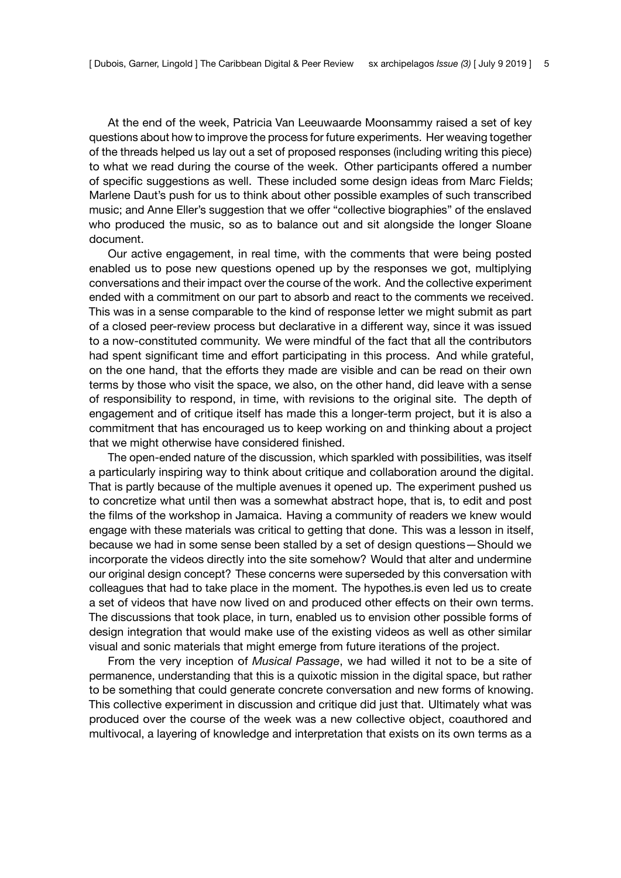At the end of the week, Patricia Van Leeuwaarde Moonsammy raised a set of key questions about how to improve the process for future experiments. Her weaving together of the threads helped us lay out a set of proposed responses (including writing this piece) to what we read during the course of the week. Other participants offered a number of specific suggestions as well. These included some design ideas from Marc Fields; Marlene Daut's push for us to think about other possible examples of such transcribed music; and Anne Eller's suggestion that we offer "collective biographies" of the enslaved who produced the music, so as to balance out and sit alongside the longer Sloane document.

Our active engagement, in real time, with the comments that were being posted enabled us to pose new questions opened up by the responses we got, multiplying conversations and their impact over the course of the work. And the collective experiment ended with a commitment on our part to absorb and react to the comments we received. This was in a sense comparable to the kind of response letter we might submit as part of a closed peer-review process but declarative in a different way, since it was issued to a now-constituted community. We were mindful of the fact that all the contributors had spent significant time and effort participating in this process. And while grateful, on the one hand, that the efforts they made are visible and can be read on their own terms by those who visit the space, we also, on the other hand, did leave with a sense of responsibility to respond, in time, with revisions to the original site. The depth of engagement and of critique itself has made this a longer-term project, but it is also a commitment that has encouraged us to keep working on and thinking about a project that we might otherwise have considered finished.

The open-ended nature of the discussion, which sparkled with possibilities, was itself a particularly inspiring way to think about critique and collaboration around the digital. That is partly because of the multiple avenues it opened up. The experiment pushed us to concretize what until then was a somewhat abstract hope, that is, to edit and post the films of the workshop in Jamaica. Having a community of readers we knew would engage with these materials was critical to getting that done. This was a lesson in itself, because we had in some sense been stalled by a set of design questions—Should we incorporate the videos directly into the site somehow? Would that alter and undermine our original design concept? These concerns were superseded by this conversation with colleagues that had to take place in the moment. The hypothes.is even led us to create a set of videos that have now lived on and produced other effects on their own terms. The discussions that took place, in turn, enabled us to envision other possible forms of design integration that would make use of the existing videos as well as other similar visual and sonic materials that might emerge from future iterations of the project.

From the very inception of *Musical Passage*, we had willed it not to be a site of permanence, understanding that this is a quixotic mission in the digital space, but rather to be something that could generate concrete conversation and new forms of knowing. This collective experiment in discussion and critique did just that. Ultimately what was produced over the course of the week was a new collective object, coauthored and multivocal, a layering of knowledge and interpretation that exists on its own terms as a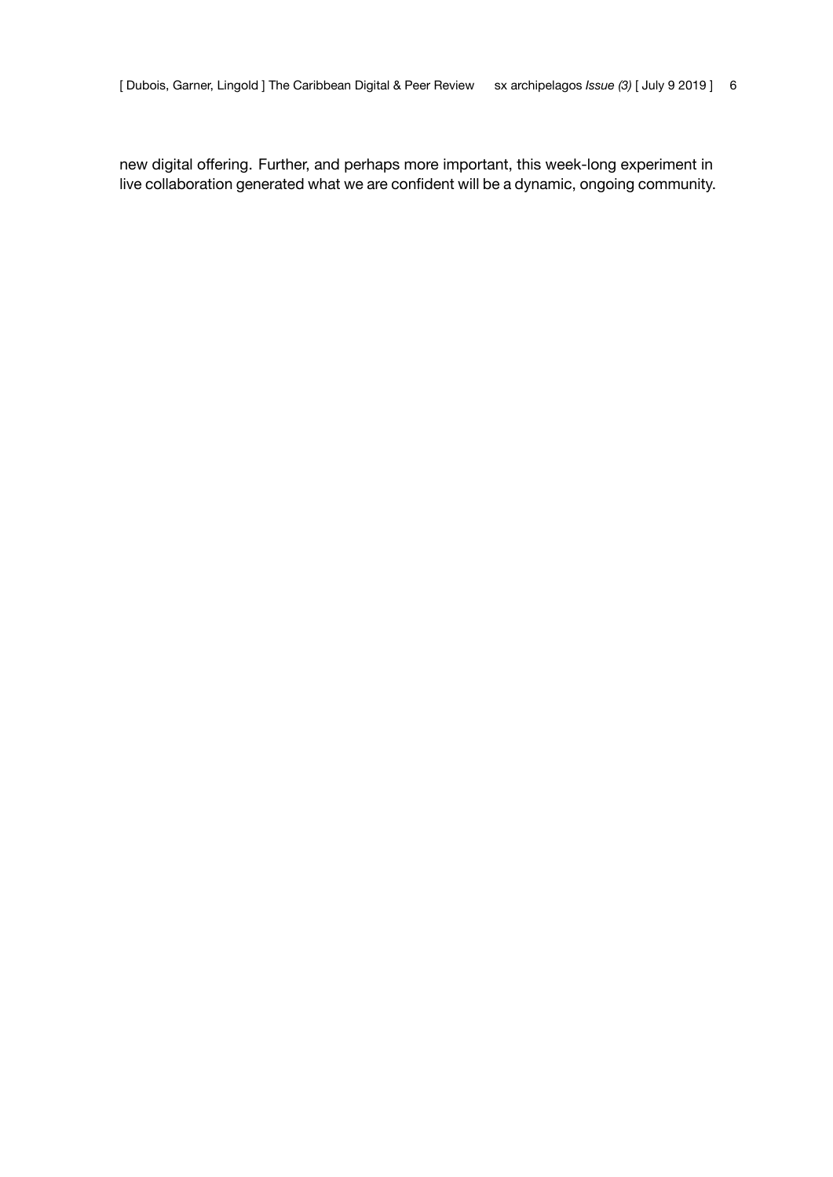new digital offering. Further, and perhaps more important, this week-long experiment in live collaboration generated what we are confident will be a dynamic, ongoing community.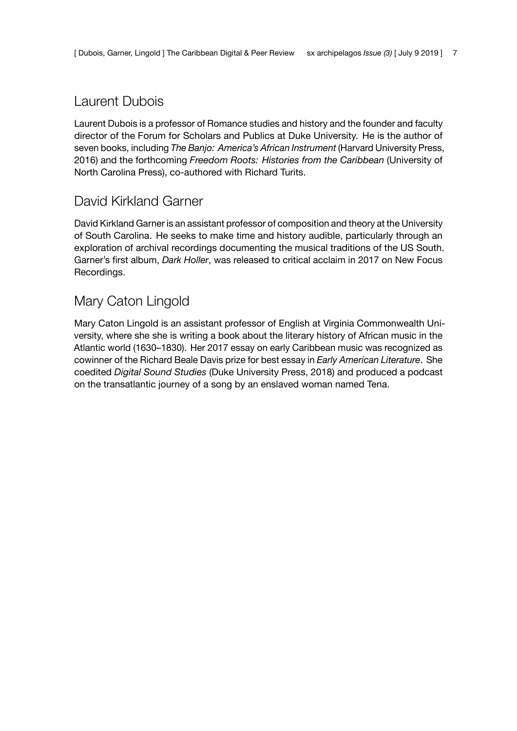## Laurent Dubois

Laurent Dubois is a professor of Romance studies and history and the founder and faculty director of the Forum for Scholars and Publics at Duke University. He is the author of seven books, including *The Banjo: America's African Instrument* (Harvard University Press, 2016) and the forthcoming *Freedom Roots: Histories from the Caribbean* (University of North Carolina Press), co-authored with Richard Turits.

## David Kirkland Garner

David Kirkland Garner is an assistant professor of composition and theory at the University of South Carolina. He seeks to make time and history audible, particularly through an exploration of archival recordings documenting the musical traditions of the US South. Garner's first album, *Dark Holler*, was released to critical acclaim in 2017 on New Focus Recordings.

## Mary Caton Lingold

Mary Caton Lingold is an assistant professor of English at Virginia Commonwealth University, where she she is writing a book about the literary history of African music in the Atlantic world (1630–1830). Her 2017 essay on early Caribbean music was recognized as cowinner of the Richard Beale Davis prize for best essay in *Early American Literature*. She coedited *Digital Sound Studies* (Duke University Press, 2018) and produced a podcast on the transatlantic journey of a song by an enslaved woman named Tena.